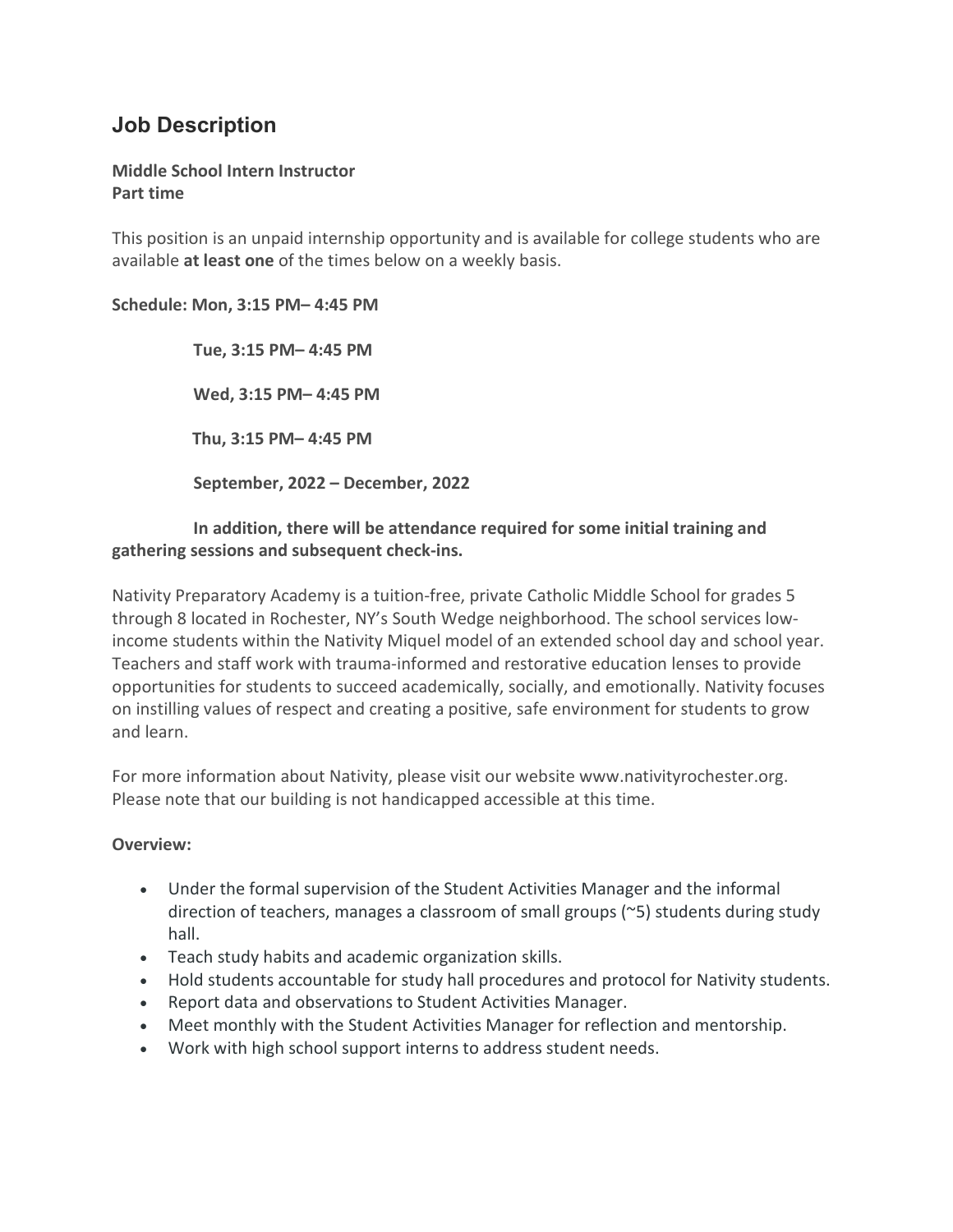## Job Description

**Middle School Intern Instructor**
**Part time**

This position is an unpaid internship opportunity and is available for college students who are available **at least one** of the times below on a weekly basis.

**Schedule: Mon, 3:15 PM– 4:45 PM**

**Tue, 3:15 PM– 4:45 PM**

**Wed, 3:15 PM– 4:45 PM**

**Thu, 3:15 PM– 4:45 PM**

**September, 2022 – December, 2022**

**In addition, there will be attendance required for some initial training and gathering sessions and subsequent check-ins.**

Nativity Preparatory Academy is a tuition-free, private Catholic Middle School for grades 5 through 8 located in Rochester, NY's South Wedge neighborhood. The school services low-income students within the Nativity Miquel model of an extended school day and school year. Teachers and staff work with trauma-informed and restorative education lenses to provide opportunities for students to succeed academically, socially, and emotionally. Nativity focuses on instilling values of respect and creating a positive, safe environment for students to grow and learn.

For more information about Nativity, please visit our website www.nativityrochester.org. Please note that our building is not handicapped accessible at this time.

**Overview:**

- Under the formal supervision of the Student Activities Manager and the informal direction of teachers, manages a classroom of small groups (~5) students during study hall.
- Teach study habits and academic organization skills.
- Hold students accountable for study hall procedures and protocol for Nativity students.
- Report data and observations to Student Activities Manager.
- Meet monthly with the Student Activities Manager for reflection and mentorship.
- Work with high school support interns to address student needs.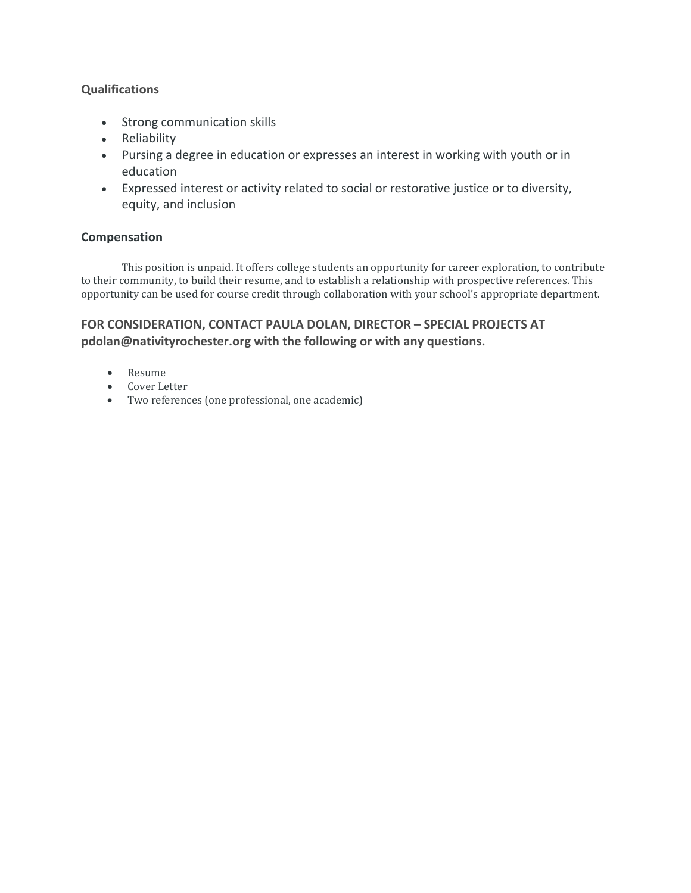### Qualifications

- Strong communication skills
- Reliability
- Pursing a degree in education or expresses an interest in working with youth or in education
- Expressed interest or activity related to social or restorative justice or to diversity, equity, and inclusion

### Compensation

This position is unpaid. It offers college students an opportunity for career exploration, to contribute to their community, to build their resume, and to establish a relationship with prospective references. This opportunity can be used for course credit through collaboration with your school's appropriate department.

**FOR CONSIDERATION, CONTACT PAULA DOLAN, DIRECTOR – SPECIAL PROJECTS AT pdolan@nativityrochester.org with the following or with any questions.**

- Resume
- Cover Letter
- Two references (one professional, one academic)